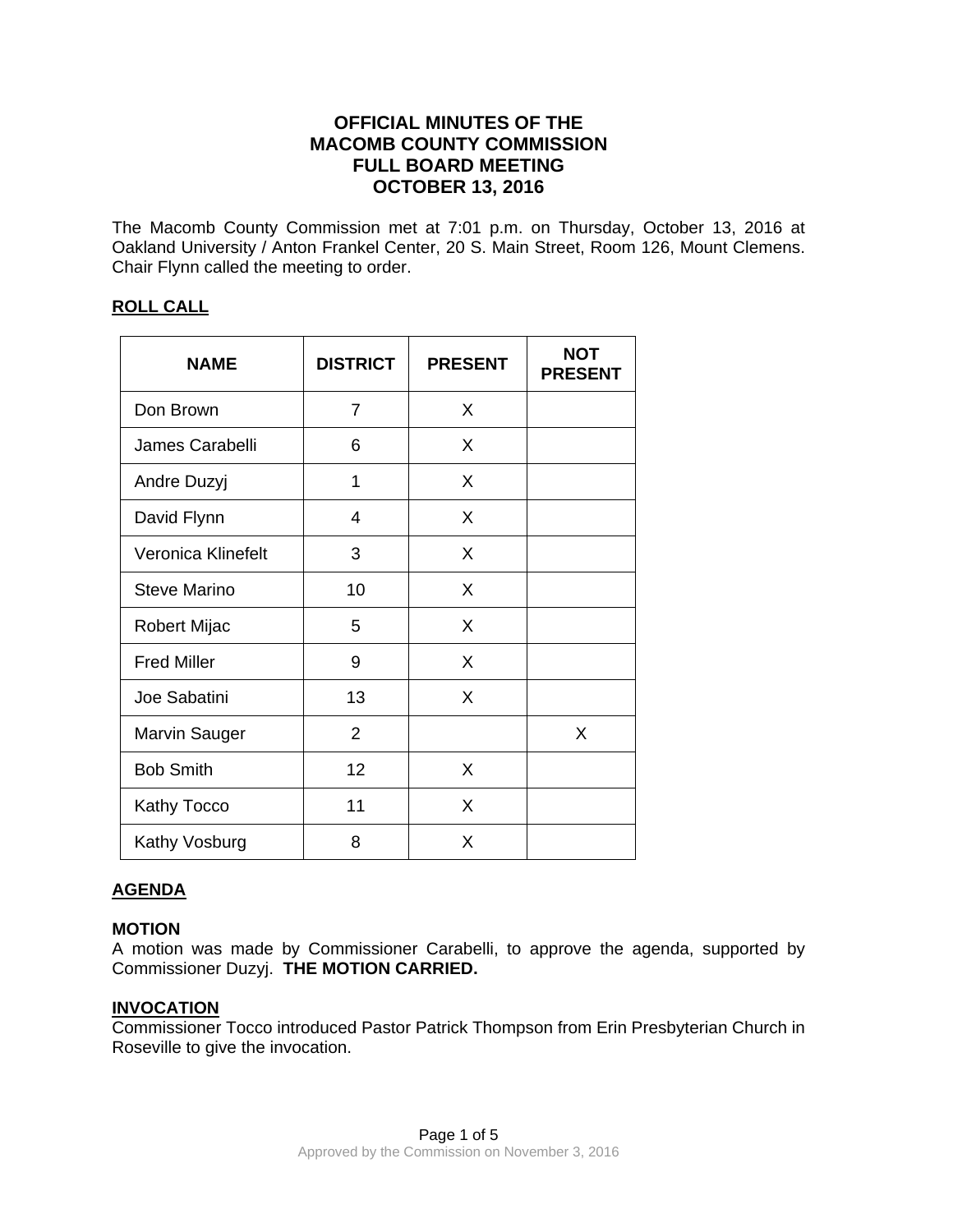# OFFICIAL MINUTES OF THE MACOMB COUNTY COMMISSION FULL BOARD MEETING OCTOBER 13, 2016

The Macomb County Commission met at 7:01 p.m. on Thursday, October 13, 2016 at Oakland University / Anton Frankel Center, 20 S. Main Street, Room 126, Mount Clemens. Chair Flynn called the meeting to order.

## ROLL CALL

| NAME | DISTRICT | PRESENT | NOT PRESENT |
|---|---|---|---|
| Don Brown | 7 | X | |
| James Carabelli | 6 | X | |
| Andre Duzyj | 1 | X | |
| David Flynn | 4 | X | |
| Veronica Klinefelt | 3 | X | |
| Steve Marino | 10 | X | |
| Robert Mijac | 5 | X | |
| Fred Miller | 9 | X | |
| Joe Sabatini | 13 | X | |
| Marvin Sauger | 2 | | X |
| Bob Smith | 12 | X | |
| Kathy Tocco | 11 | X | |
| Kathy Vosburg | 8 | X | |

## AGENDA

### MOTION

A motion was made by Commissioner Carabelli, to approve the agenda, supported by Commissioner Duzyj. **THE MOTION CARRIED.**

## INVOCATION

Commissioner Tocco introduced Pastor Patrick Thompson from Erin Presbyterian Church in Roseville to give the invocation.

Approved by the Commission on November 3, 2016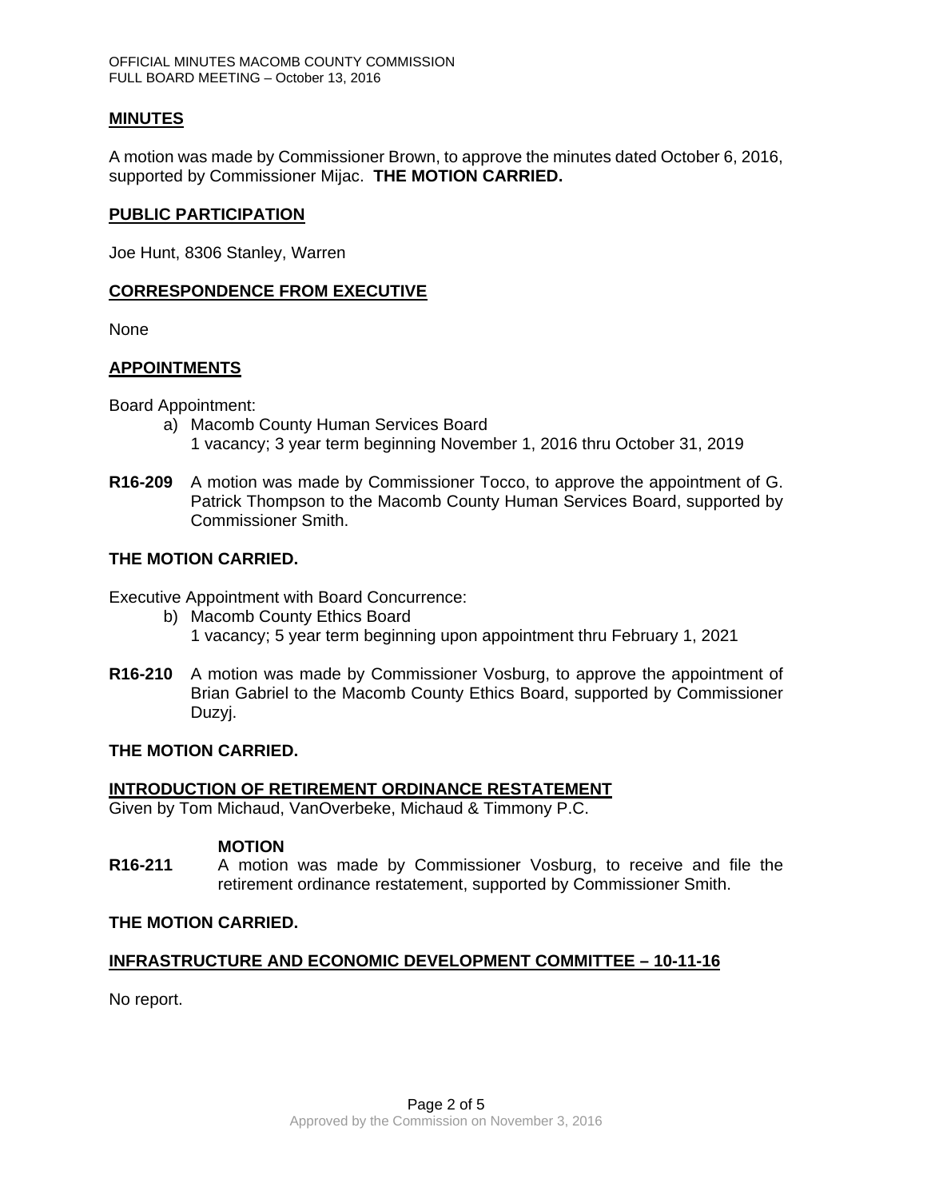## MINUTES

A motion was made by Commissioner Brown, to approve the minutes dated October 6, 2016, supported by Commissioner Mijac. **THE MOTION CARRIED.**

## PUBLIC PARTICIPATION

Joe Hunt, 8306 Stanley, Warren

## CORRESPONDENCE FROM EXECUTIVE

None

## APPOINTMENTS

Board Appointment:

a) Macomb County Human Services Board
   1 vacancy; 3 year term beginning November 1, 2016 thru October 31, 2019

**R16-209** A motion was made by Commissioner Tocco, to approve the appointment of G. Patrick Thompson to the Macomb County Human Services Board, supported by Commissioner Smith.

**THE MOTION CARRIED.**

Executive Appointment with Board Concurrence:

b) Macomb County Ethics Board
   1 vacancy; 5 year term beginning upon appointment thru February 1, 2021

**R16-210** A motion was made by Commissioner Vosburg, to approve the appointment of Brian Gabriel to the Macomb County Ethics Board, supported by Commissioner Duzyj.

**THE MOTION CARRIED.**

## INTRODUCTION OF RETIREMENT ORDINANCE RESTATEMENT

Given by Tom Michaud, VanOverbeke, Michaud & Timmony P.C.

**MOTION**

**R16-211** A motion was made by Commissioner Vosburg, to receive and file the retirement ordinance restatement, supported by Commissioner Smith.

**THE MOTION CARRIED.**

## INFRASTRUCTURE AND ECONOMIC DEVELOPMENT COMMITTEE – 10-11-16

No report.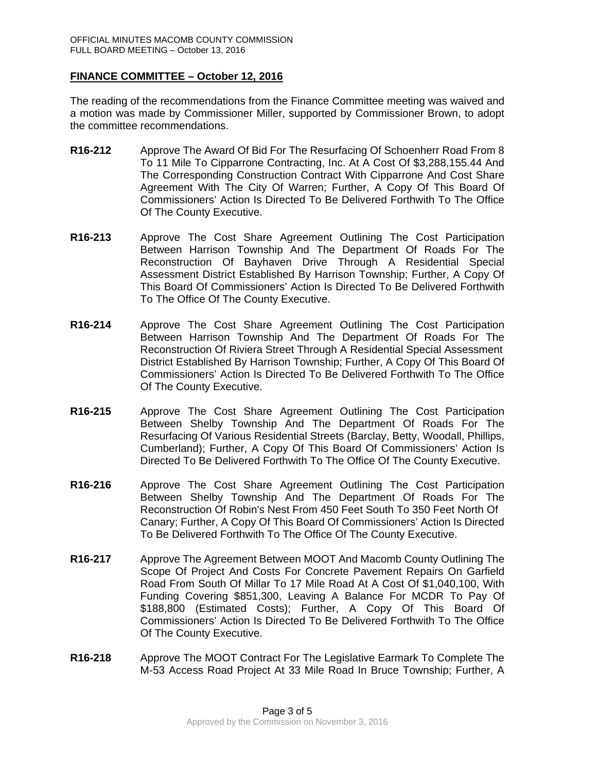**FINANCE COMMITTEE – October 12, 2016**

The reading of the recommendations from the Finance Committee meeting was waived and a motion was made by Commissioner Miller, supported by Commissioner Brown, to adopt the committee recommendations.

**R16-212** Approve The Award Of Bid For The Resurfacing Of Schoenherr Road From 8 To 11 Mile To Cipparrone Contracting, Inc. At A Cost Of $3,288,155.44 And The Corresponding Construction Contract With Cipparrone And Cost Share Agreement With The City Of Warren; Further, A Copy Of This Board Of Commissioners' Action Is Directed To Be Delivered Forthwith To The Office Of The County Executive.

**R16-213** Approve The Cost Share Agreement Outlining The Cost Participation Between Harrison Township And The Department Of Roads For The Reconstruction Of Bayhaven Drive Through A Residential Special Assessment District Established By Harrison Township; Further, A Copy Of This Board Of Commissioners' Action Is Directed To Be Delivered Forthwith To The Office Of The County Executive.

**R16-214** Approve The Cost Share Agreement Outlining The Cost Participation Between Harrison Township And The Department Of Roads For The Reconstruction Of Riviera Street Through A Residential Special Assessment District Established By Harrison Township; Further, A Copy Of This Board Of Commissioners' Action Is Directed To Be Delivered Forthwith To The Office Of The County Executive.

**R16-215** Approve The Cost Share Agreement Outlining The Cost Participation Between Shelby Township And The Department Of Roads For The Resurfacing Of Various Residential Streets (Barclay, Betty, Woodall, Phillips, Cumberland); Further, A Copy Of This Board Of Commissioners' Action Is Directed To Be Delivered Forthwith To The Office Of The County Executive.

**R16-216** Approve The Cost Share Agreement Outlining The Cost Participation Between Shelby Township And The Department Of Roads For The Reconstruction Of Robin's Nest From 450 Feet South To 350 Feet North Of Canary; Further, A Copy Of This Board Of Commissioners' Action Is Directed To Be Delivered Forthwith To The Office Of The County Executive.

**R16-217** Approve The Agreement Between MOOT And Macomb County Outlining The Scope Of Project And Costs For Concrete Pavement Repairs On Garfield Road From South Of Millar To 17 Mile Road At A Cost Of $1,040,100, With Funding Covering $851,300, Leaving A Balance For MCDR To Pay Of $188,800 (Estimated Costs); Further, A Copy Of This Board Of Commissioners' Action Is Directed To Be Delivered Forthwith To The Office Of The County Executive.

**R16-218** Approve The MOOT Contract For The Legislative Earmark To Complete The M-53 Access Road Project At 33 Mile Road In Bruce Township; Further, A

Approved by the Commission on November 3, 2016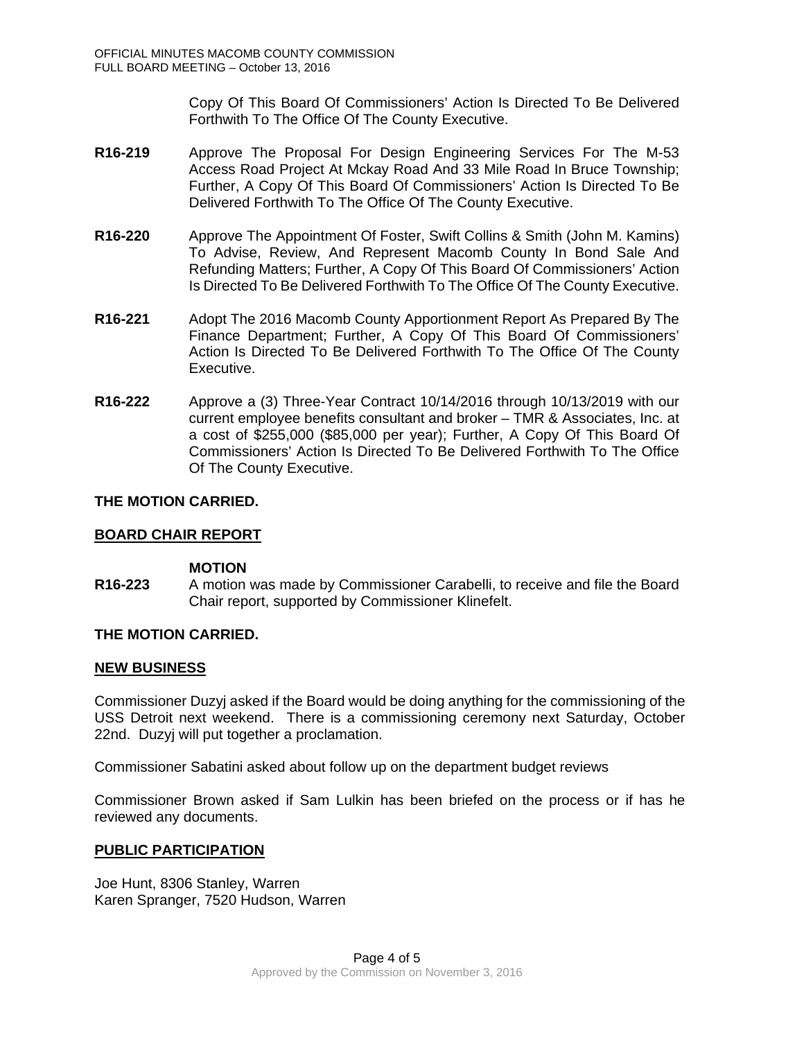Copy Of This Board Of Commissioners' Action Is Directed To Be Delivered Forthwith To The Office Of The County Executive.

**R16-219** Approve The Proposal For Design Engineering Services For The M-53 Access Road Project At Mckay Road And 33 Mile Road In Bruce Township; Further, A Copy Of This Board Of Commissioners' Action Is Directed To Be Delivered Forthwith To The Office Of The County Executive.

**R16-220** Approve The Appointment Of Foster, Swift Collins & Smith (John M. Kamins) To Advise, Review, And Represent Macomb County In Bond Sale And Refunding Matters; Further, A Copy Of This Board Of Commissioners' Action Is Directed To Be Delivered Forthwith To The Office Of The County Executive.

**R16-221** Adopt The 2016 Macomb County Apportionment Report As Prepared By The Finance Department; Further, A Copy Of This Board Of Commissioners' Action Is Directed To Be Delivered Forthwith To The Office Of The County Executive.

**R16-222** Approve a (3) Three-Year Contract 10/14/2016 through 10/13/2019 with our current employee benefits consultant and broker – TMR & Associates, Inc. at a cost of $255,000 ($85,000 per year); Further, A Copy Of This Board Of Commissioners' Action Is Directed To Be Delivered Forthwith To The Office Of The County Executive.

**THE MOTION CARRIED.**

**BOARD CHAIR REPORT**

**MOTION**

**R16-223** A motion was made by Commissioner Carabelli, to receive and file the Board Chair report, supported by Commissioner Klinefelt.

**THE MOTION CARRIED.**

**NEW BUSINESS**

Commissioner Duzyj asked if the Board would be doing anything for the commissioning of the USS Detroit next weekend. There is a commissioning ceremony next Saturday, October 22nd. Duzyj will put together a proclamation.

Commissioner Sabatini asked about follow up on the department budget reviews

Commissioner Brown asked if Sam Lulkin has been briefed on the process or if has he reviewed any documents.

**PUBLIC PARTICIPATION**

Joe Hunt, 8306 Stanley, Warren
Karen Spranger, 7520 Hudson, Warren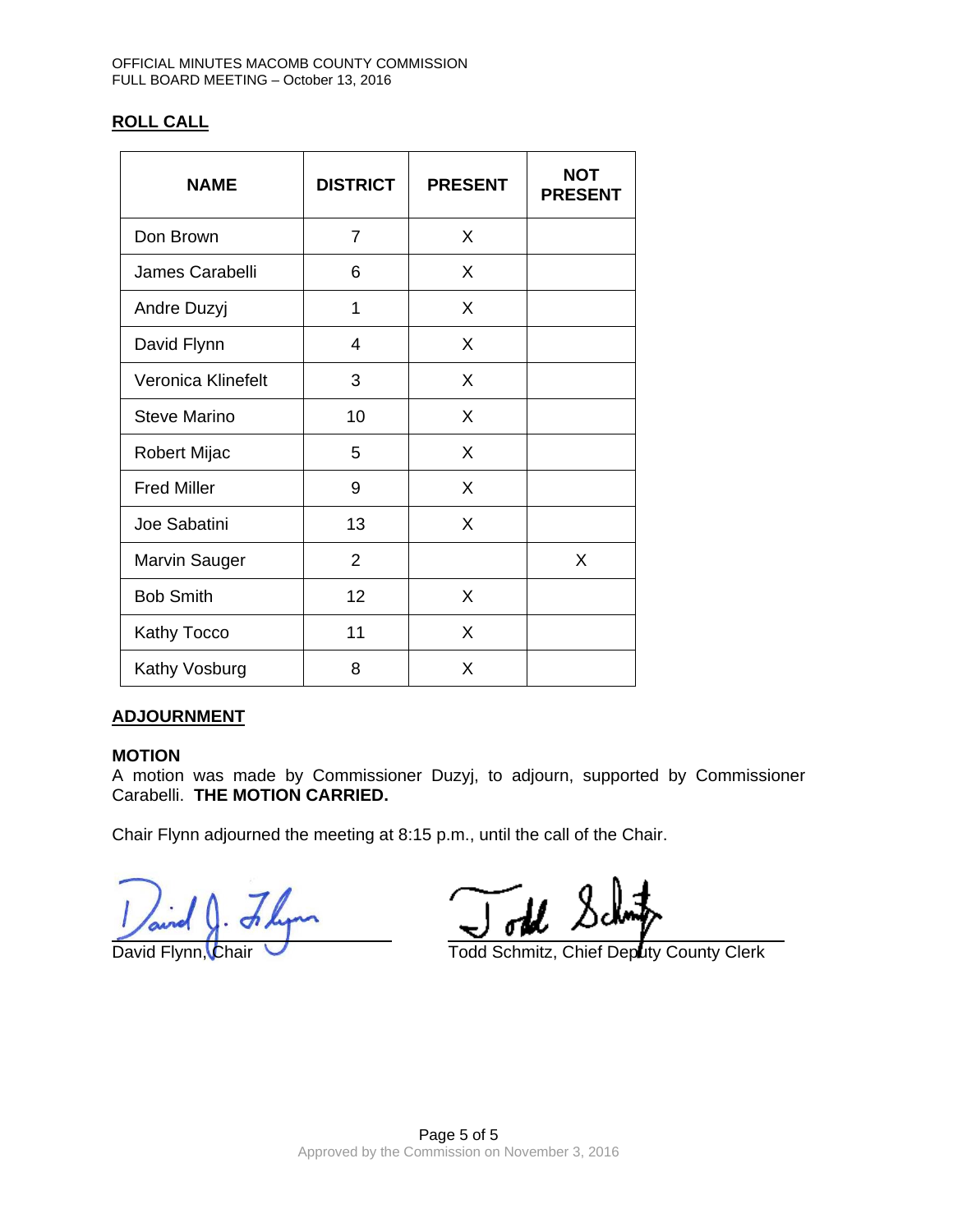## ROLL CALL

| NAME | DISTRICT | PRESENT | NOT PRESENT |
|---|---|---|---|
| Don Brown | 7 | X | |
| James Carabelli | 6 | X | |
| Andre Duzyj | 1 | X | |
| David Flynn | 4 | X | |
| Veronica Klinefelt | 3 | X | |
| Steve Marino | 10 | X | |
| Robert Mijac | 5 | X | |
| Fred Miller | 9 | X | |
| Joe Sabatini | 13 | X | |
| Marvin Sauger | 2 | | X |
| Bob Smith | 12 | X | |
| Kathy Tocco | 11 | X | |
| Kathy Vosburg | 8 | X | |

## ADJOURNMENT

**MOTION**

A motion was made by Commissioner Duzyj, to adjourn, supported by Commissioner Carabelli. **THE MOTION CARRIED.**

Chair Flynn adjourned the meeting at 8:15 p.m., until the call of the Chair.

David Flynn, Chair

Todd Schmitz, Chief Deputy County Clerk

Approved by the Commission on November 3, 2016